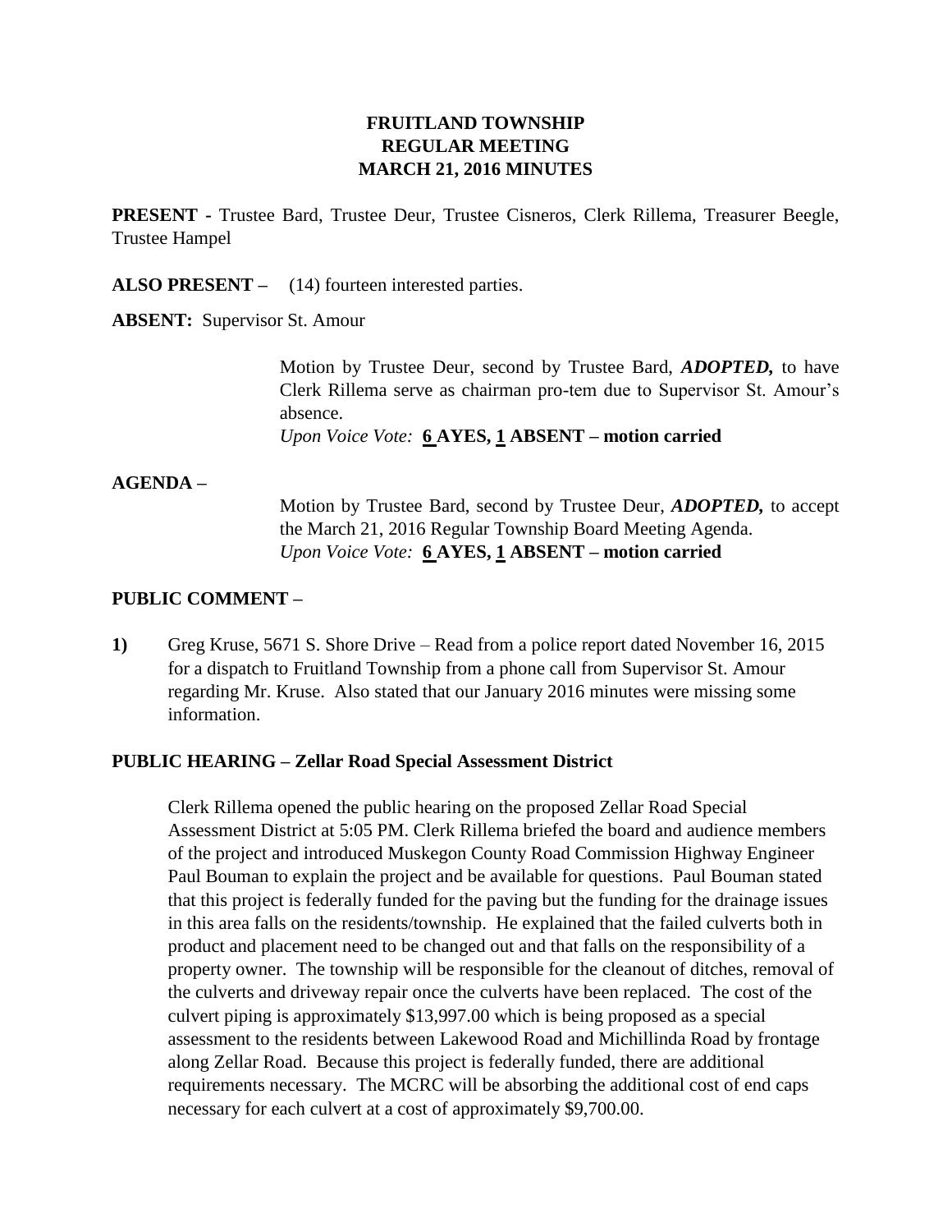# FRUITLAND TOWNSHIP
# REGULAR MEETING
# MARCH 21, 2016 MINUTES

**PRESENT -** Trustee Bard, Trustee Deur, Trustee Cisneros, Clerk Rillema, Treasurer Beegle, Trustee Hampel

**ALSO PRESENT –** (14) fourteen interested parties.

**ABSENT:** Supervisor St. Amour

> Motion by Trustee Deur, second by Trustee Bard, ***ADOPTED,*** to have Clerk Rillema serve as chairman pro-tem due to Supervisor St. Amour's absence.
> *Upon Voice Vote:* **6 AYES, 1 ABSENT – motion carried**

**AGENDA –**

> Motion by Trustee Bard, second by Trustee Deur, ***ADOPTED,*** to accept the March 21, 2016 Regular Township Board Meeting Agenda.
> *Upon Voice Vote:* **6 AYES, 1 ABSENT – motion carried**

**PUBLIC COMMENT –**

**1)** Greg Kruse, 5671 S. Shore Drive – Read from a police report dated November 16, 2015 for a dispatch to Fruitland Township from a phone call from Supervisor St. Amour regarding Mr. Kruse. Also stated that our January 2016 minutes were missing some information.

**PUBLIC HEARING – Zellar Road Special Assessment District**

Clerk Rillema opened the public hearing on the proposed Zellar Road Special Assessment District at 5:05 PM. Clerk Rillema briefed the board and audience members of the project and introduced Muskegon County Road Commission Highway Engineer Paul Bouman to explain the project and be available for questions. Paul Bouman stated that this project is federally funded for the paving but the funding for the drainage issues in this area falls on the residents/township. He explained that the failed culverts both in product and placement need to be changed out and that falls on the responsibility of a property owner. The township will be responsible for the cleanout of ditches, removal of the culverts and driveway repair once the culverts have been replaced. The cost of the culvert piping is approximately $13,997.00 which is being proposed as a special assessment to the residents between Lakewood Road and Michillinda Road by frontage along Zellar Road. Because this project is federally funded, there are additional requirements necessary. The MCRC will be absorbing the additional cost of end caps necessary for each culvert at a cost of approximately $9,700.00.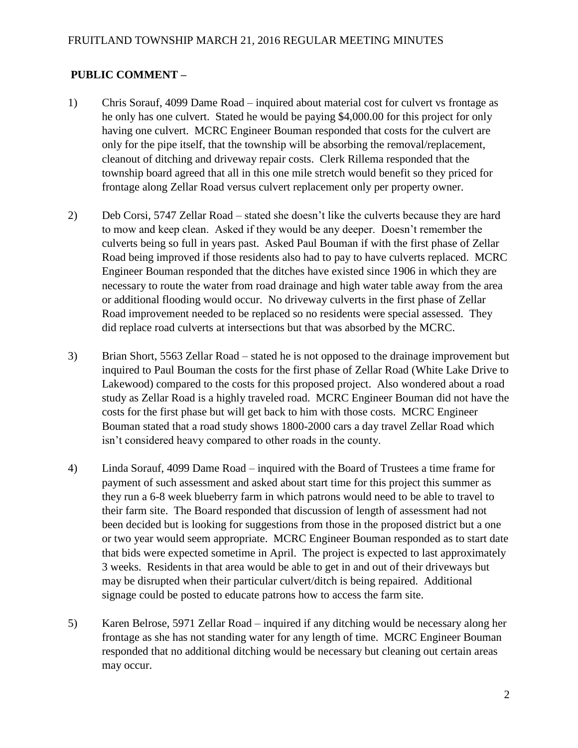**PUBLIC COMMENT –**

1) Chris Sorauf, 4099 Dame Road – inquired about material cost for culvert vs frontage as he only has one culvert. Stated he would be paying $4,000.00 for this project for only having one culvert. MCRC Engineer Bouman responded that costs for the culvert are only for the pipe itself, that the township will be absorbing the removal/replacement, cleanout of ditching and driveway repair costs. Clerk Rillema responded that the township board agreed that all in this one mile stretch would benefit so they priced for frontage along Zellar Road versus culvert replacement only per property owner.

2) Deb Corsi, 5747 Zellar Road – stated she doesn't like the culverts because they are hard to mow and keep clean. Asked if they would be any deeper. Doesn't remember the culverts being so full in years past. Asked Paul Bouman if with the first phase of Zellar Road being improved if those residents also had to pay to have culverts replaced. MCRC Engineer Bouman responded that the ditches have existed since 1906 in which they are necessary to route the water from road drainage and high water table away from the area or additional flooding would occur. No driveway culverts in the first phase of Zellar Road improvement needed to be replaced so no residents were special assessed. They did replace road culverts at intersections but that was absorbed by the MCRC.

3) Brian Short, 5563 Zellar Road – stated he is not opposed to the drainage improvement but inquired to Paul Bouman the costs for the first phase of Zellar Road (White Lake Drive to Lakewood) compared to the costs for this proposed project. Also wondered about a road study as Zellar Road is a highly traveled road. MCRC Engineer Bouman did not have the costs for the first phase but will get back to him with those costs. MCRC Engineer Bouman stated that a road study shows 1800-2000 cars a day travel Zellar Road which isn't considered heavy compared to other roads in the county.

4) Linda Sorauf, 4099 Dame Road – inquired with the Board of Trustees a time frame for payment of such assessment and asked about start time for this project this summer as they run a 6-8 week blueberry farm in which patrons would need to be able to travel to their farm site. The Board responded that discussion of length of assessment had not been decided but is looking for suggestions from those in the proposed district but a one or two year would seem appropriate. MCRC Engineer Bouman responded as to start date that bids were expected sometime in April. The project is expected to last approximately 3 weeks. Residents in that area would be able to get in and out of their driveways but may be disrupted when their particular culvert/ditch is being repaired. Additional signage could be posted to educate patrons how to access the farm site.

5) Karen Belrose, 5971 Zellar Road – inquired if any ditching would be necessary along her frontage as she has not standing water for any length of time. MCRC Engineer Bouman responded that no additional ditching would be necessary but cleaning out certain areas may occur.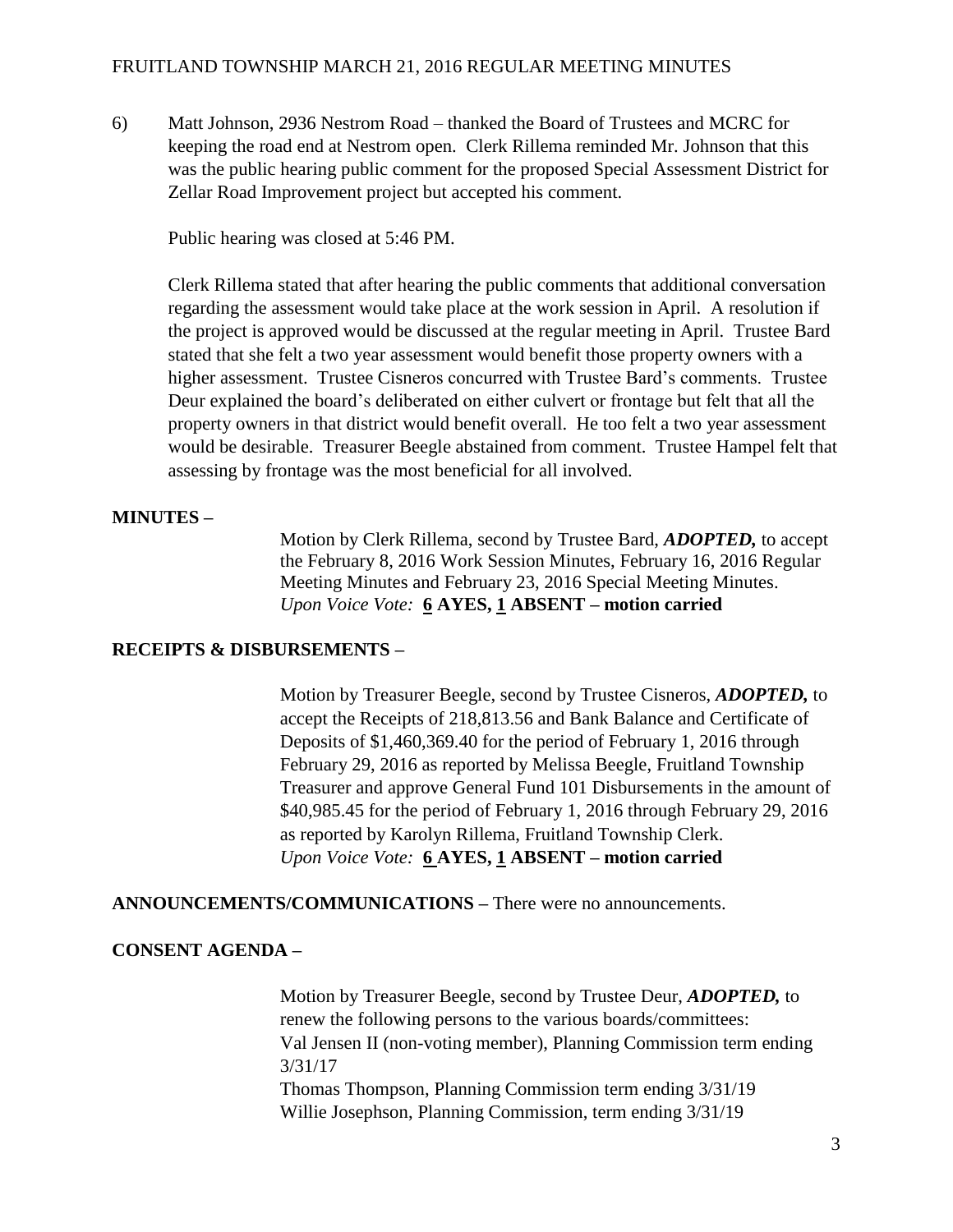6) Matt Johnson, 2936 Nestrom Road – thanked the Board of Trustees and MCRC for keeping the road end at Nestrom open. Clerk Rillema reminded Mr. Johnson that this was the public hearing public comment for the proposed Special Assessment District for Zellar Road Improvement project but accepted his comment.

Public hearing was closed at 5:46 PM.

Clerk Rillema stated that after hearing the public comments that additional conversation regarding the assessment would take place at the work session in April. A resolution if the project is approved would be discussed at the regular meeting in April. Trustee Bard stated that she felt a two year assessment would benefit those property owners with a higher assessment. Trustee Cisneros concurred with Trustee Bard's comments. Trustee Deur explained the board's deliberated on either culvert or frontage but felt that all the property owners in that district would benefit overall. He too felt a two year assessment would be desirable. Treasurer Beegle abstained from comment. Trustee Hampel felt that assessing by frontage was the most beneficial for all involved.

**MINUTES –**

Motion by Clerk Rillema, second by Trustee Bard, ***ADOPTED,*** to accept the February 8, 2016 Work Session Minutes, February 16, 2016 Regular Meeting Minutes and February 23, 2016 Special Meeting Minutes.
*Upon Voice Vote:* **6 AYES, 1 ABSENT – motion carried**

**RECEIPTS & DISBURSEMENTS –**

Motion by Treasurer Beegle, second by Trustee Cisneros, ***ADOPTED,*** to accept the Receipts of 218,813.56 and Bank Balance and Certificate of Deposits of $1,460,369.40 for the period of February 1, 2016 through February 29, 2016 as reported by Melissa Beegle, Fruitland Township Treasurer and approve General Fund 101 Disbursements in the amount of $40,985.45 for the period of February 1, 2016 through February 29, 2016 as reported by Karolyn Rillema, Fruitland Township Clerk.
*Upon Voice Vote:* **6 AYES, 1 ABSENT – motion carried**

**ANNOUNCEMENTS/COMMUNICATIONS –** There were no announcements.

**CONSENT AGENDA –**

Motion by Treasurer Beegle, second by Trustee Deur, ***ADOPTED,*** to renew the following persons to the various boards/committees:
Val Jensen II (non-voting member), Planning Commission term ending 3/31/17
Thomas Thompson, Planning Commission term ending 3/31/19
Willie Josephson, Planning Commission, term ending 3/31/19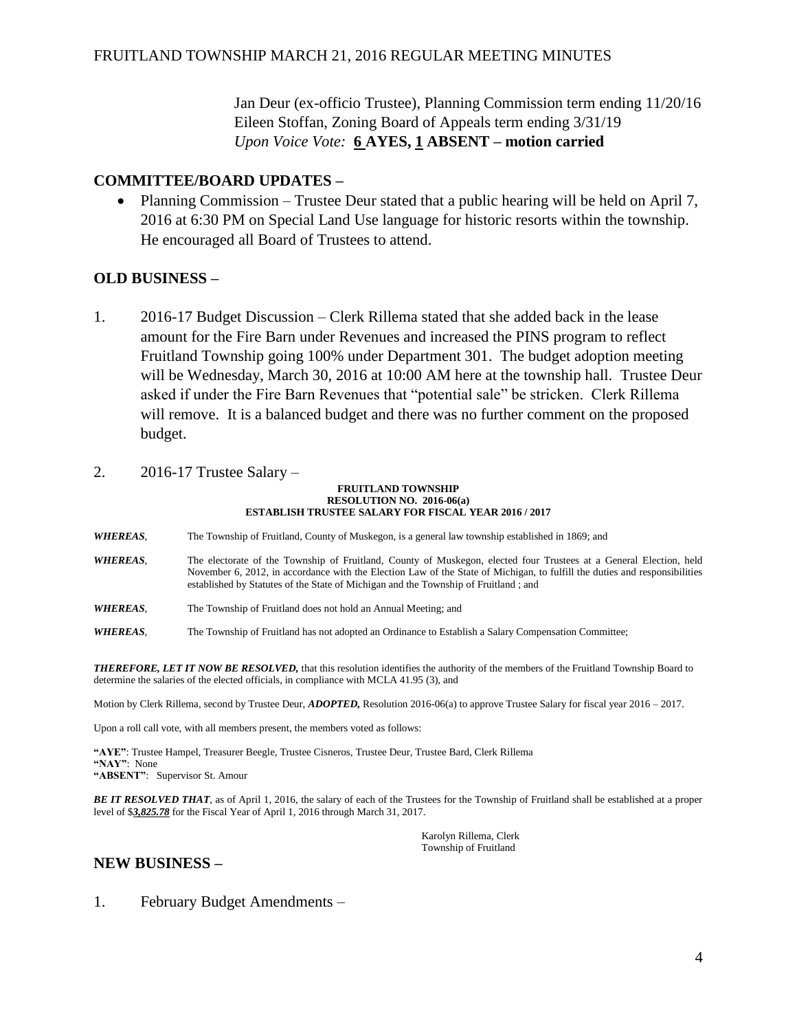Jan Deur (ex-officio Trustee), Planning Commission term ending 11/20/16
Eileen Stoffan, Zoning Board of Appeals term ending 3/31/19
*Upon Voice Vote:* **6 AYES, 1 ABSENT – motion carried**

## COMMITTEE/BOARD UPDATES –

- Planning Commission – Trustee Deur stated that a public hearing will be held on April 7, 2016 at 6:30 PM on Special Land Use language for historic resorts within the township. He encouraged all Board of Trustees to attend.

## OLD BUSINESS –

1. 2016-17 Budget Discussion – Clerk Rillema stated that she added back in the lease amount for the Fire Barn under Revenues and increased the PINS program to reflect Fruitland Township going 100% under Department 301. The budget adoption meeting will be Wednesday, March 30, 2016 at 10:00 AM here at the township hall. Trustee Deur asked if under the Fire Barn Revenues that "potential sale" be stricken. Clerk Rillema will remove. It is a balanced budget and there was no further comment on the proposed budget.

2. 2016-17 Trustee Salary –

**FRUITLAND TOWNSHIP**
**RESOLUTION NO. 2016-06(a)**
**ESTABLISH TRUSTEE SALARY FOR FISCAL YEAR 2016 / 2017**

***WHEREAS***, The Township of Fruitland, County of Muskegon, is a general law township established in 1869; and

***WHEREAS***, The electorate of the Township of Fruitland, County of Muskegon, elected four Trustees at a General Election, held November 6, 2012, in accordance with the Election Law of the State of Michigan, to fulfill the duties and responsibilities established by Statutes of the State of Michigan and the Township of Fruitland ; and

***WHEREAS***, The Township of Fruitland does not hold an Annual Meeting; and

***WHEREAS***, The Township of Fruitland has not adopted an Ordinance to Establish a Salary Compensation Committee;

***THEREFORE, LET IT NOW BE RESOLVED,*** that this resolution identifies the authority of the members of the Fruitland Township Board to determine the salaries of the elected officials, in compliance with MCLA 41.95 (3), and

Motion by Clerk Rillema, second by Trustee Deur, ***ADOPTED,*** Resolution 2016-06(a) to approve Trustee Salary for fiscal year 2016 – 2017.

Upon a roll call vote, with all members present, the members voted as follows:

**"AYE"**: Trustee Hampel, Treasurer Beegle, Trustee Cisneros, Trustee Deur, Trustee Bard, Clerk Rillema
**"NAY"**: None
**"ABSENT"**: Supervisor St. Amour

***BE IT RESOLVED THAT***, as of April 1, 2016, the salary of each of the Trustees for the Township of Fruitland shall be established at a proper level of $***3,825.78*** for the Fiscal Year of April 1, 2016 through March 31, 2017.

Karolyn Rillema, Clerk
Township of Fruitland

## NEW BUSINESS –

1. February Budget Amendments –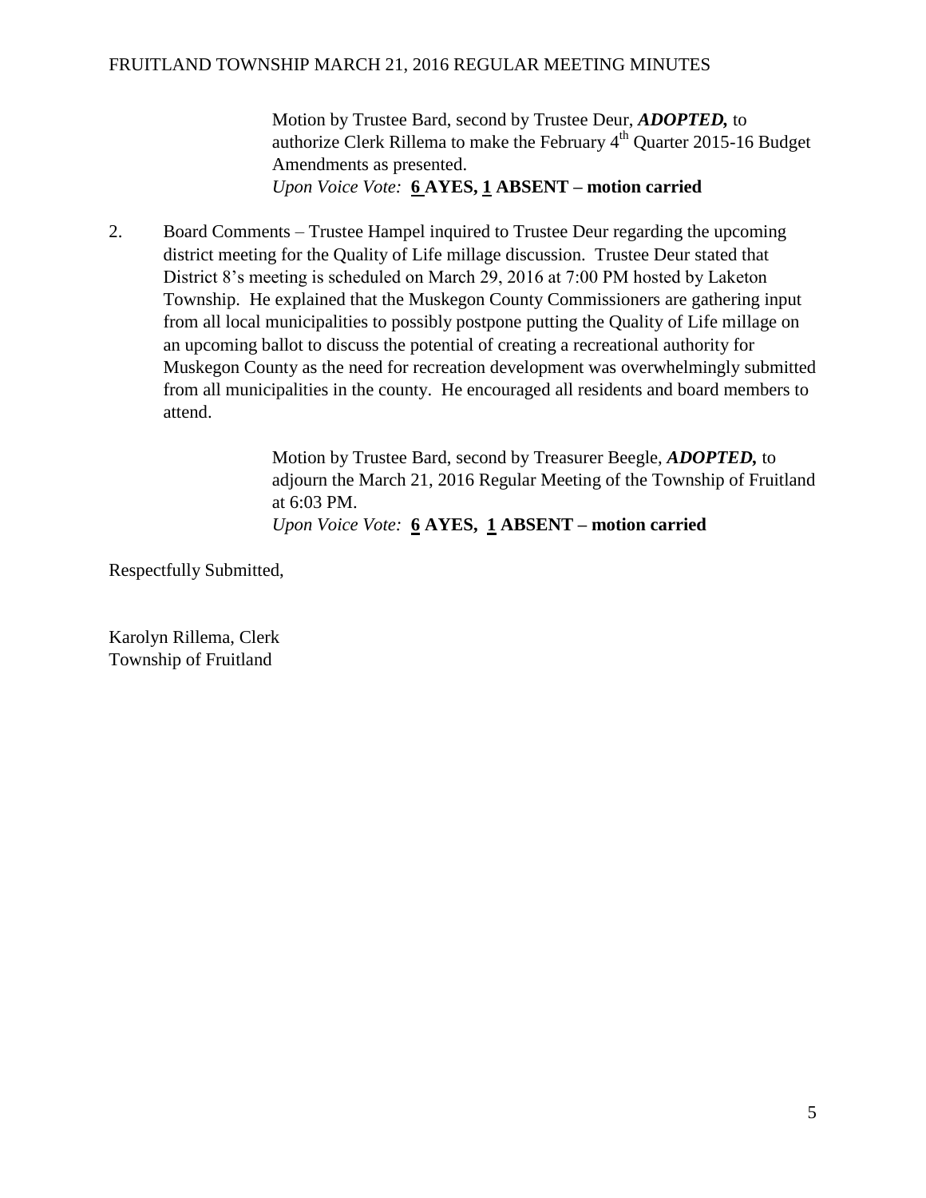Motion by Trustee Bard, second by Trustee Deur, ***ADOPTED,*** to authorize Clerk Rillema to make the February 4th Quarter 2015-16 Budget Amendments as presented.
*Upon Voice Vote:* **6 AYES, 1 ABSENT – motion carried**

2. Board Comments – Trustee Hampel inquired to Trustee Deur regarding the upcoming district meeting for the Quality of Life millage discussion. Trustee Deur stated that District 8's meeting is scheduled on March 29, 2016 at 7:00 PM hosted by Laketon Township. He explained that the Muskegon County Commissioners are gathering input from all local municipalities to possibly postpone putting the Quality of Life millage on an upcoming ballot to discuss the potential of creating a recreational authority for Muskegon County as the need for recreation development was overwhelmingly submitted from all municipalities in the county. He encouraged all residents and board members to attend.

Motion by Trustee Bard, second by Treasurer Beegle, ***ADOPTED,*** to adjourn the March 21, 2016 Regular Meeting of the Township of Fruitland at 6:03 PM.
*Upon Voice Vote:* **6 AYES, 1 ABSENT – motion carried**

Respectfully Submitted,

Karolyn Rillema, Clerk
Township of Fruitland